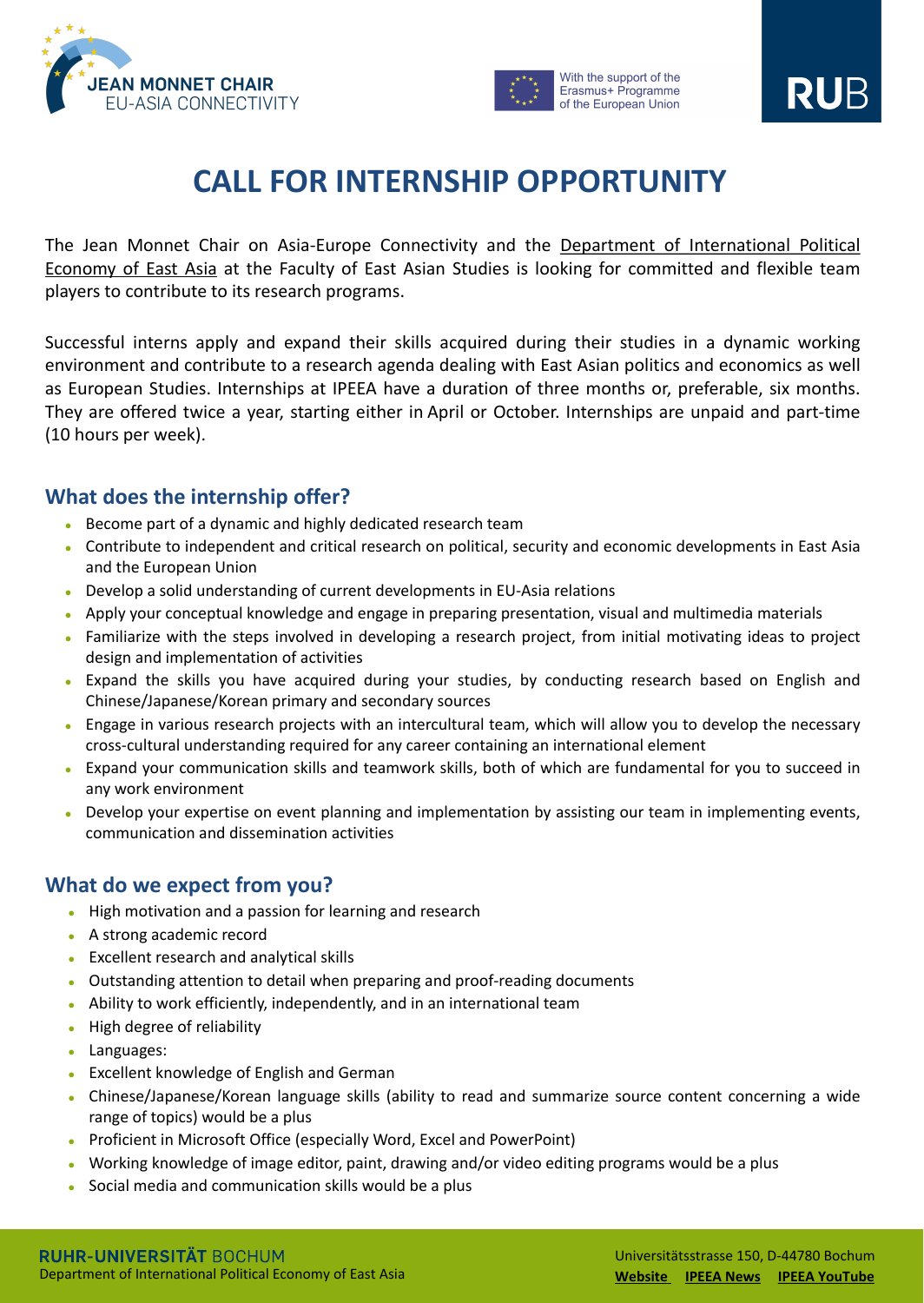JEAN MONNET CHAIR
EU-ASIA CONNECTIVITY

With the support of the Erasmus+ Programme of the European Union

RUB

# CALL FOR INTERNSHIP OPPORTUNITY

The Jean Monnet Chair on Asia-Europe Connectivity and the Department of International Political Economy of East Asia at the Faculty of East Asian Studies is looking for committed and flexible team players to contribute to its research programs.

Successful interns apply and expand their skills acquired during their studies in a dynamic working environment and contribute to a research agenda dealing with East Asian politics and economics as well as European Studies. Internships at IPEEA have a duration of three months or, preferable, six months. They are offered twice a year, starting either in April or October. Internships are unpaid and part-time (10 hours per week).

## What does the internship offer?

- Become part of a dynamic and highly dedicated research team
- Contribute to independent and critical research on political, security and economic developments in East Asia and the European Union
- Develop a solid understanding of current developments in EU-Asia relations
- Apply your conceptual knowledge and engage in preparing presentation, visual and multimedia materials
- Familiarize with the steps involved in developing a research project, from initial motivating ideas to project design and implementation of activities
- Expand the skills you have acquired during your studies, by conducting research based on English and Chinese/Japanese/Korean primary and secondary sources
- Engage in various research projects with an intercultural team, which will allow you to develop the necessary cross-cultural understanding required for any career containing an international element
- Expand your communication skills and teamwork skills, both of which are fundamental for you to succeed in any work environment
- Develop your expertise on event planning and implementation by assisting our team in implementing events, communication and dissemination activities

## What do we expect from you?

- High motivation and a passion for learning and research
- A strong academic record
- Excellent research and analytical skills
- Outstanding attention to detail when preparing and proof-reading documents
- Ability to work efficiently, independently, and in an international team
- High degree of reliability
- Languages:
- Excellent knowledge of English and German
- Chinese/Japanese/Korean language skills (ability to read and summarize source content concerning a wide range of topics) would be a plus
- Proficient in Microsoft Office (especially Word, Excel and PowerPoint)
- Working knowledge of image editor, paint, drawing and/or video editing programs would be a plus
- Social media and communication skills would be a plus

**RUHR-UNIVERSITÄT** BOCHUM
Department of International Political Economy of East Asia

Universitätsstrasse 150, D-44780 Bochum
**Website** **IPEEA News** **IPEEA YouTube**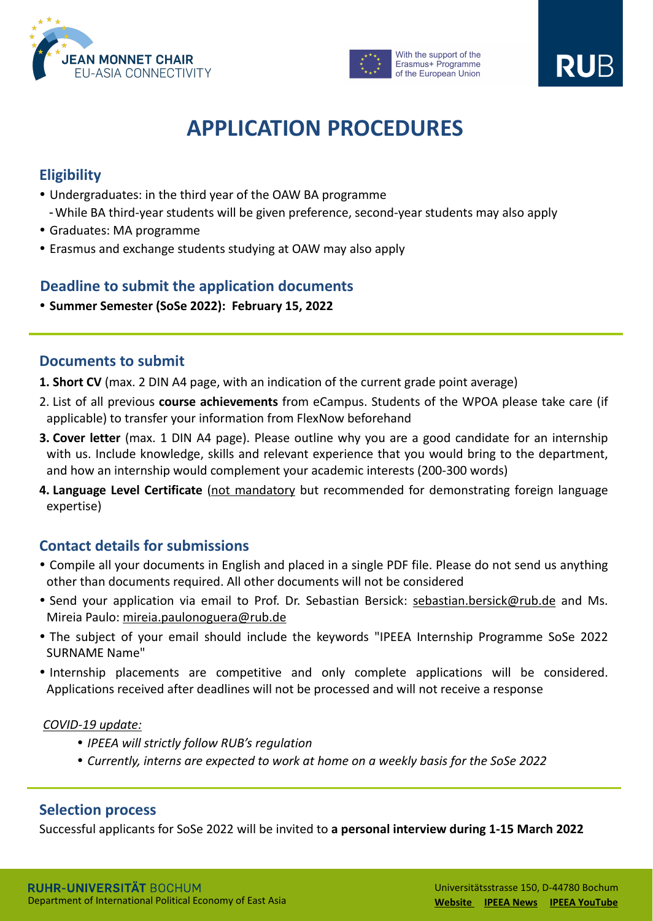JEAN MONNET CHAIR
EU-ASIA CONNECTIVITY

With the support of the Erasmus+ Programme of the European Union

RUB

# APPLICATION PROCEDURES

## Eligibility

- Undergraduates: in the third year of the OAW BA programme
  - While BA third-year students will be given preference, second-year students may also apply
- Graduates: MA programme
- Erasmus and exchange students studying at OAW may also apply

## Deadline to submit the application documents

- **Summer Semester (SoSe 2022): February 15, 2022**

## Documents to submit

1. **Short CV** (max. 2 DIN A4 page, with an indication of the current grade point average)
2. List of all previous **course achievements** from eCampus. Students of the WPOA please take care (if applicable) to transfer your information from FlexNow beforehand
3. **Cover letter** (max. 1 DIN A4 page). Please outline why you are a good candidate for an internship with us. Include knowledge, skills and relevant experience that you would bring to the department, and how an internship would complement your academic interests (200-300 words)
4. **Language Level Certificate** (not mandatory but recommended for demonstrating foreign language expertise)

## Contact details for submissions

- Compile all your documents in English and placed in a single PDF file. Please do not send us anything other than documents required. All other documents will not be considered
- Send your application via email to Prof. Dr. Sebastian Bersick: sebastian.bersick@rub.de and Ms. Mireia Paulo: mireia.paulonoguera@rub.de
- The subject of your email should include the keywords "IPEEA Internship Programme SoSe 2022 SURNAME Name"
- Internship placements are competitive and only complete applications will be considered. Applications received after deadlines will not be processed and will not receive a response

*COVID-19 update:*

- *IPEEA will strictly follow RUB's regulation*
- *Currently, interns are expected to work at home on a weekly basis for the SoSe 2022*

## Selection process

Successful applicants for SoSe 2022 will be invited to **a personal interview during 1-15 March 2022**

RUHR-UNIVERSITÄT BOCHUM
Department of International Political Economy of East Asia

Universitätsstrasse 150, D-44780 Bochum
Website IPEEA News IPEEA YouTube